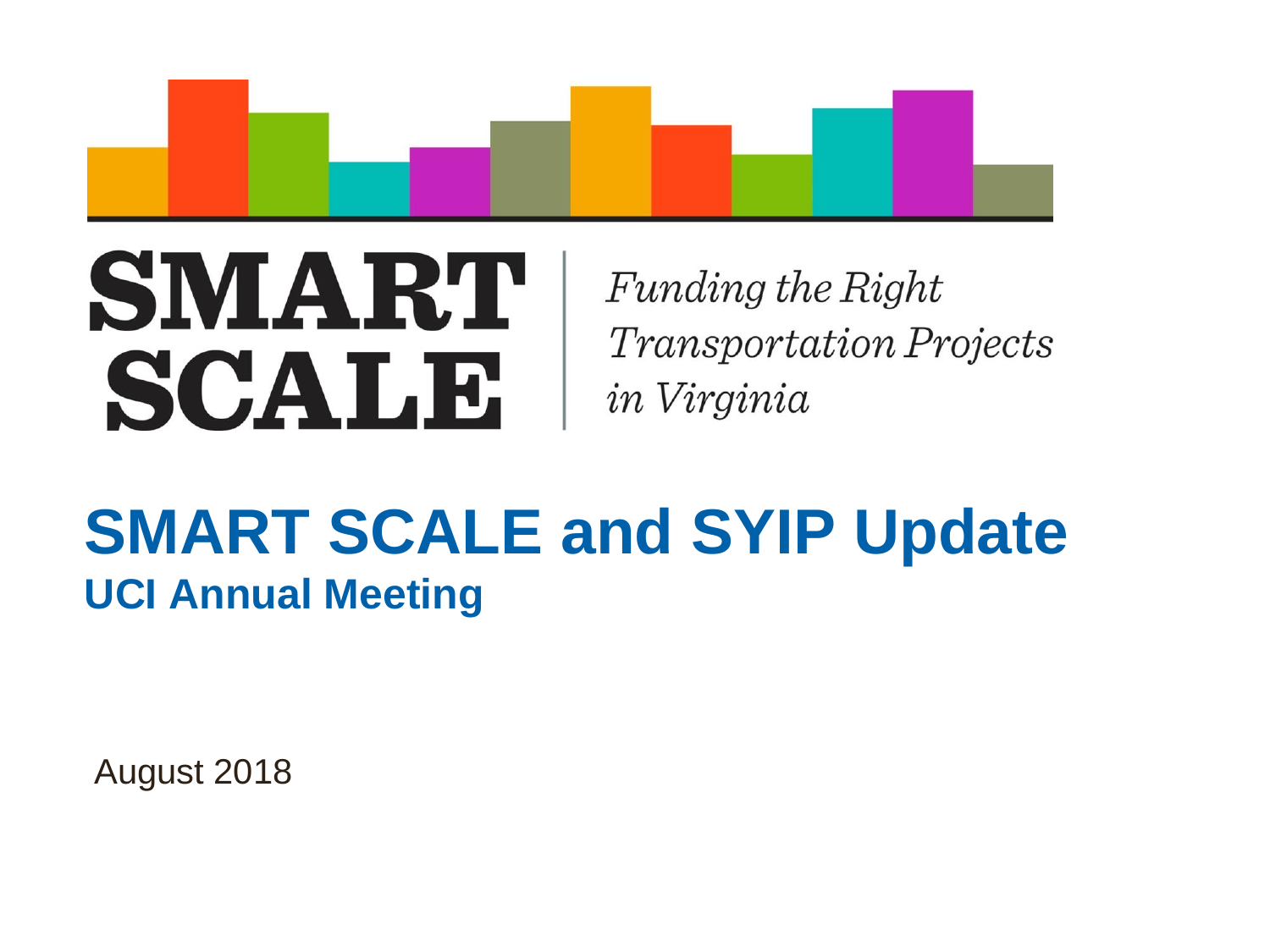SMART SCALE

*Funding the Right Transportation Projects in Virginia*

# SMART SCALE and SYIP Update

## UCI Annual Meeting

August 2018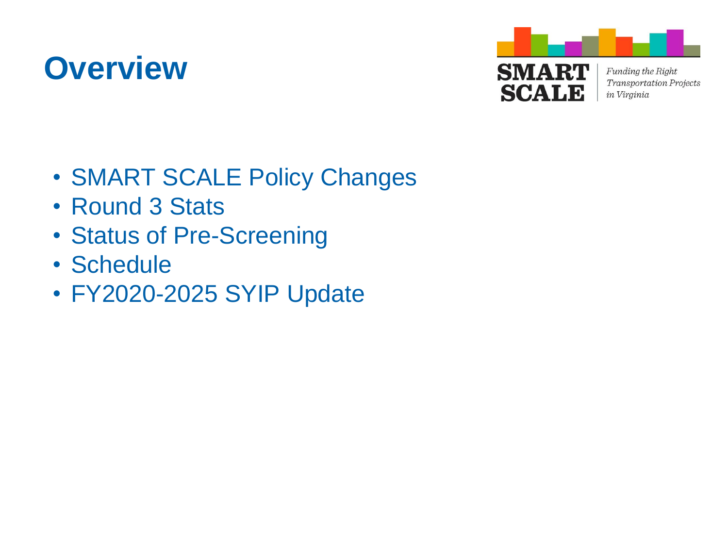# Overview

- SMART SCALE Policy Changes
- Round 3 Stats
- Status of Pre-Screening
- Schedule
- FY2020-2025 SYIP Update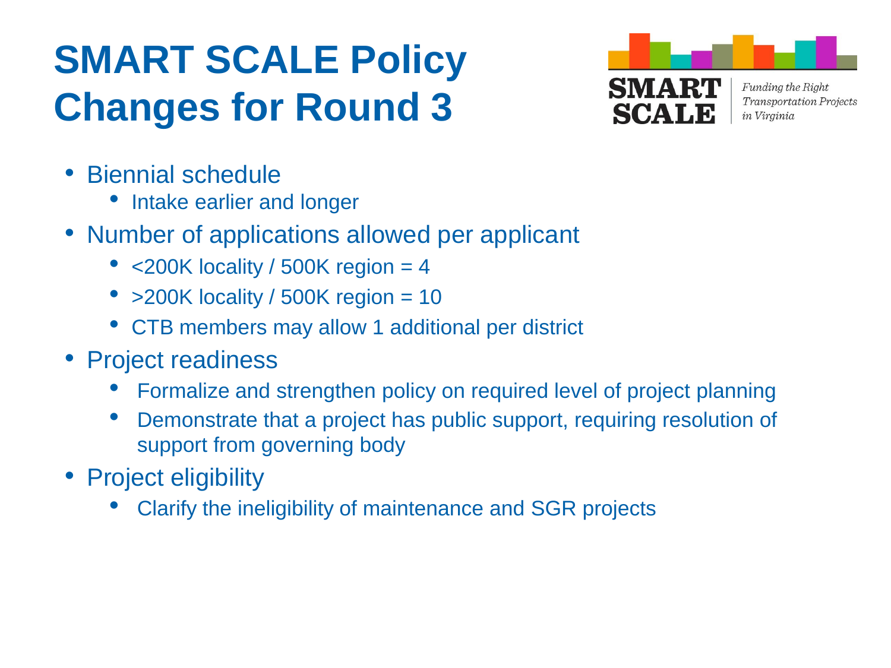# SMART SCALE Policy Changes for Round 3

SMART SCALE

*Funding the Right Transportation Projects in Virginia*

- Biennial schedule
  - Intake earlier and longer
- Number of applications allowed per applicant
  - <200K locality / 500K region = 4
  - >200K locality / 500K region = 10
  - CTB members may allow 1 additional per district
- Project readiness
  - Formalize and strengthen policy on required level of project planning
  - Demonstrate that a project has public support, requiring resolution of support from governing body
- Project eligibility
  - Clarify the ineligibility of maintenance and SGR projects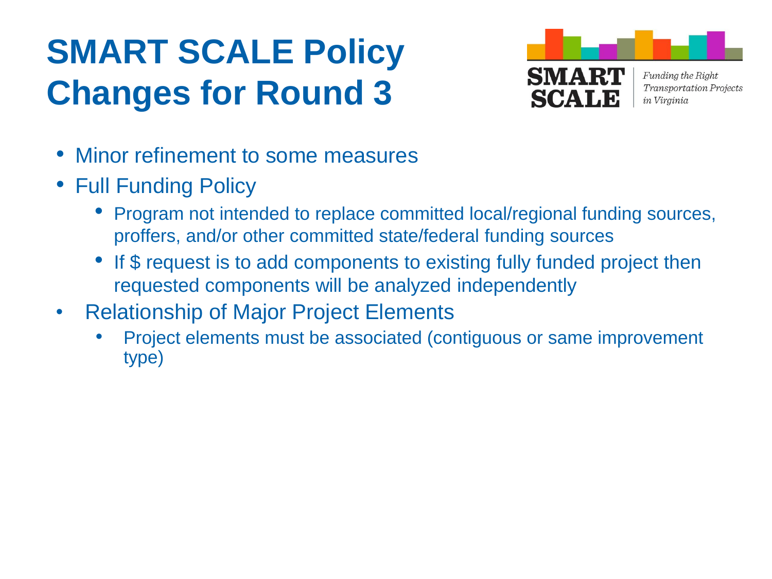# SMART SCALE Policy Changes for Round 3

SMART SCALE

*Funding the Right Transportation Projects in Virginia*

- Minor refinement to some measures
- Full Funding Policy
  - Program not intended to replace committed local/regional funding sources, proffers, and/or other committed state/federal funding sources
  - If $ request is to add components to existing fully funded project then requested components will be analyzed independently
- Relationship of Major Project Elements
  - Project elements must be associated (contiguous or same improvement type)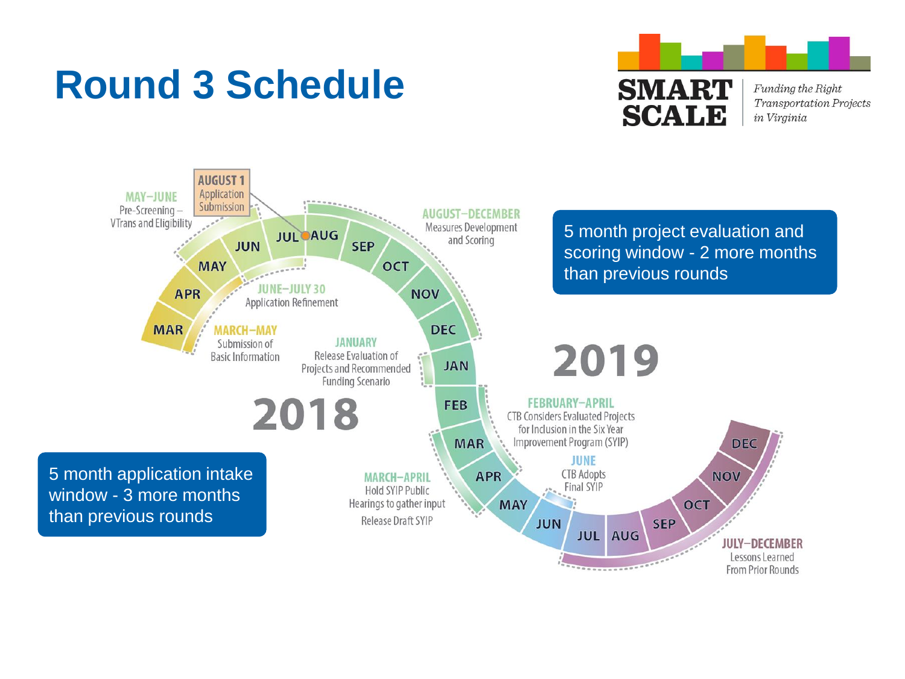# Round 3 Schedule

SMART SCALE — *Funding the Right Transportation Projects in Virginia*

5 month project evaluation and scoring window - 2 more months than previous rounds

5 month application intake window - 3 more months than previous rounds

**2018**

- **MARCH–MAY** Submission of Basic Information
- **MAY–JUNE** Pre-Screening – VTrans and Eligibility
- **JUNE–JULY 30** Application Refinement
- **AUGUST 1** Application Submission
- **AUGUST–DECEMBER** Measures Development and Scoring

**2019**

- **JANUARY** Release Evaluation of Projects and Recommended Funding Scenario
- **FEBRUARY–APRIL** CTB Considers Evaluated Projects for Inclusion in the Six Year Improvement Program (SYIP)
- **MARCH–APRIL** Hold SYIP Public Hearings to gather input; Release Draft SYIP
- **JUNE** CTB Adopts Final SYIP
- **JULY–DECEMBER** Lessons Learned From Prior Rounds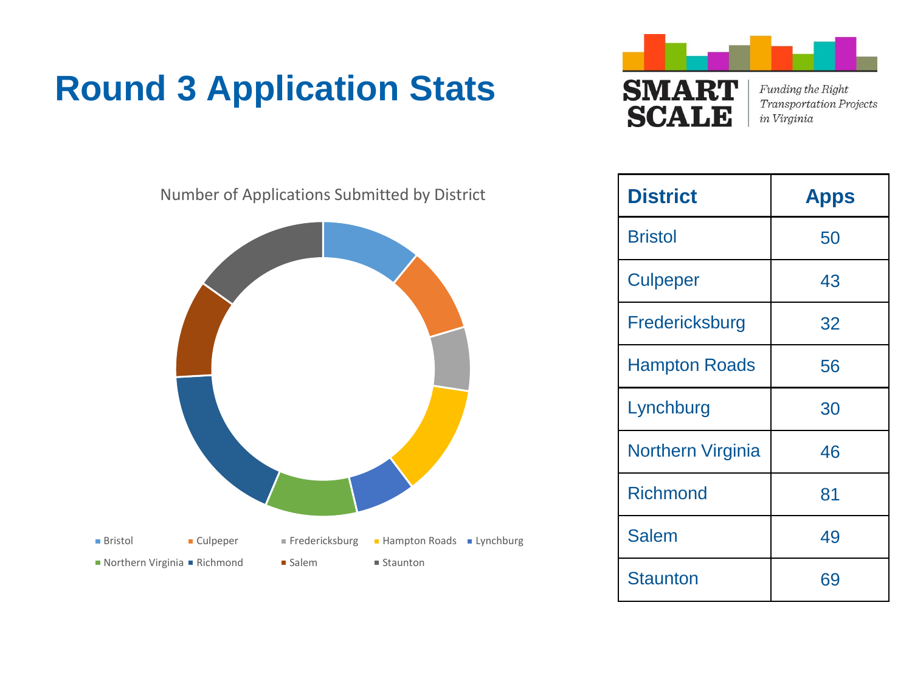# Round 3 Application Stats

SMART SCALE

*Funding the Right Transportation Projects in Virginia*

Number of Applications Submitted by District

Bristol, Culpeper, Fredericksburg, Hampton Roads, Lynchburg, Northern Virginia, Richmond, Salem, Staunton

| District | Apps |
| --- | --- |
| Bristol | 50 |
| Culpeper | 43 |
| Fredericksburg | 32 |
| Hampton Roads | 56 |
| Lynchburg | 30 |
| Northern Virginia | 46 |
| Richmond | 81 |
| Salem | 49 |
| Staunton | 69 |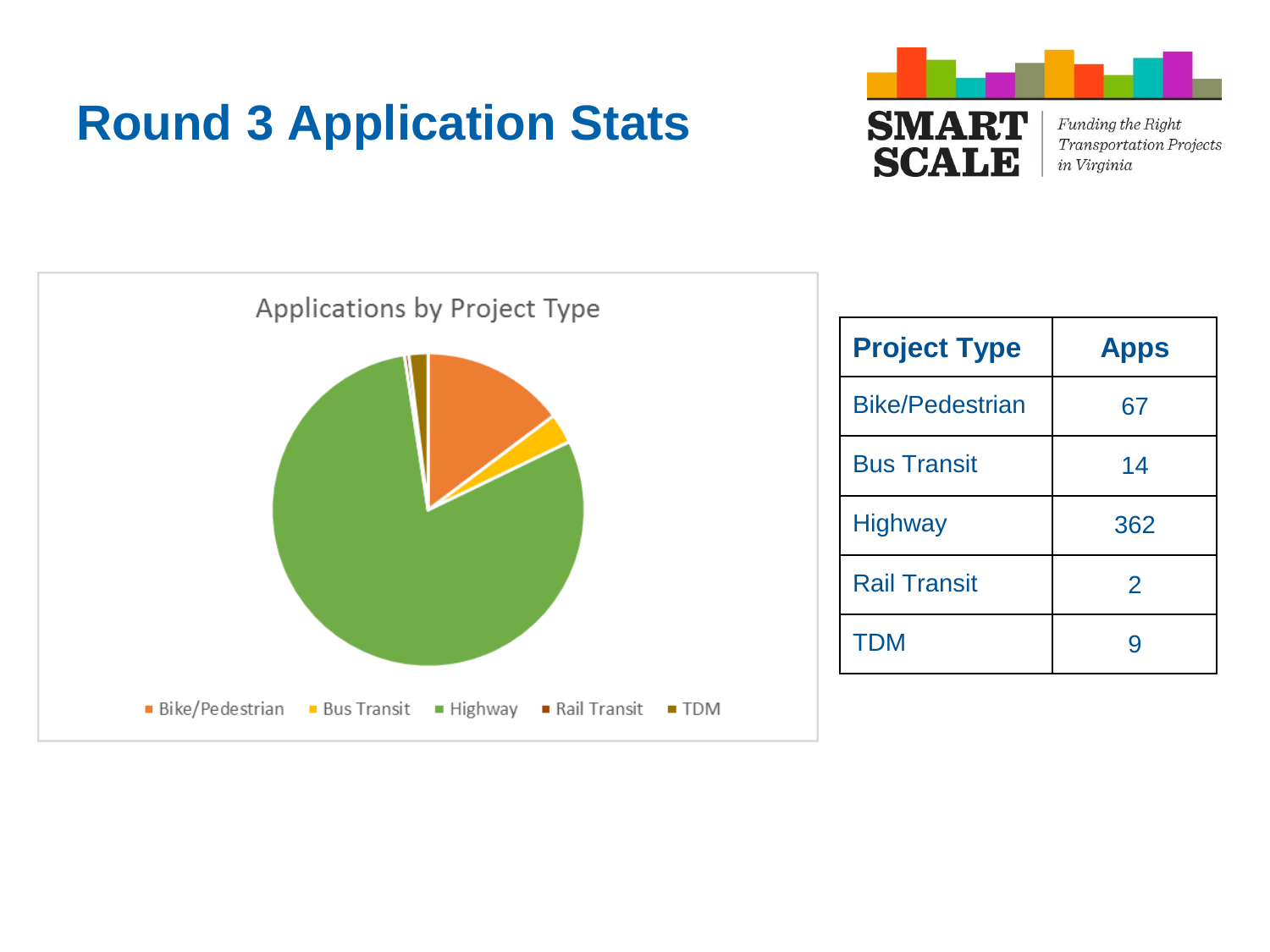# Round 3 Application Stats

Applications by Project Type

| Project Type | Apps |
| --- | --- |
| Bike/Pedestrian | 67 |
| Bus Transit | 14 |
| Highway | 362 |
| Rail Transit | 2 |
| TDM | 9 |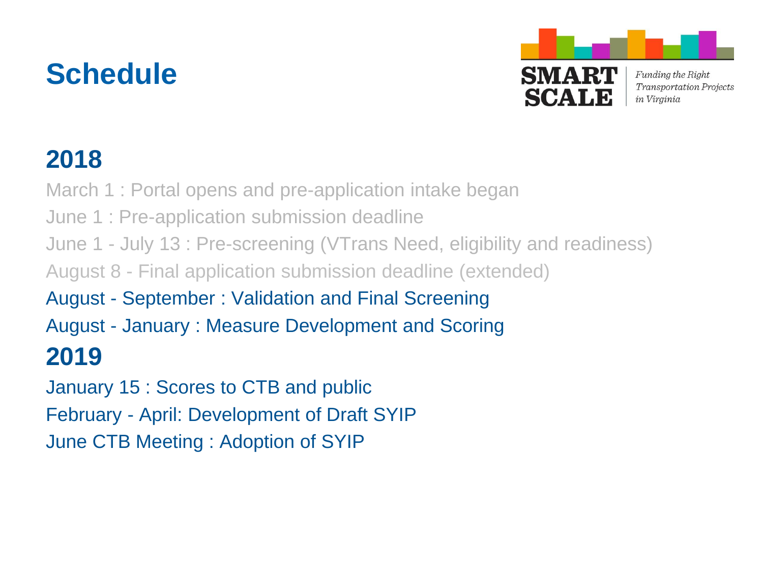# Schedule

SMART SCALE

*Funding the Right Transportation Projects in Virginia*

## 2018

March 1 : Portal opens and pre-application intake began

June 1 : Pre-application submission deadline

June 1 - July 13 : Pre-screening (VTrans Need, eligibility and readiness)

August 8 - Final application submission deadline (extended)

August - September : Validation and Final Screening

August - January : Measure Development and Scoring

## 2019

January 15 : Scores to CTB and public

February - April: Development of Draft SYIP

June CTB Meeting : Adoption of SYIP